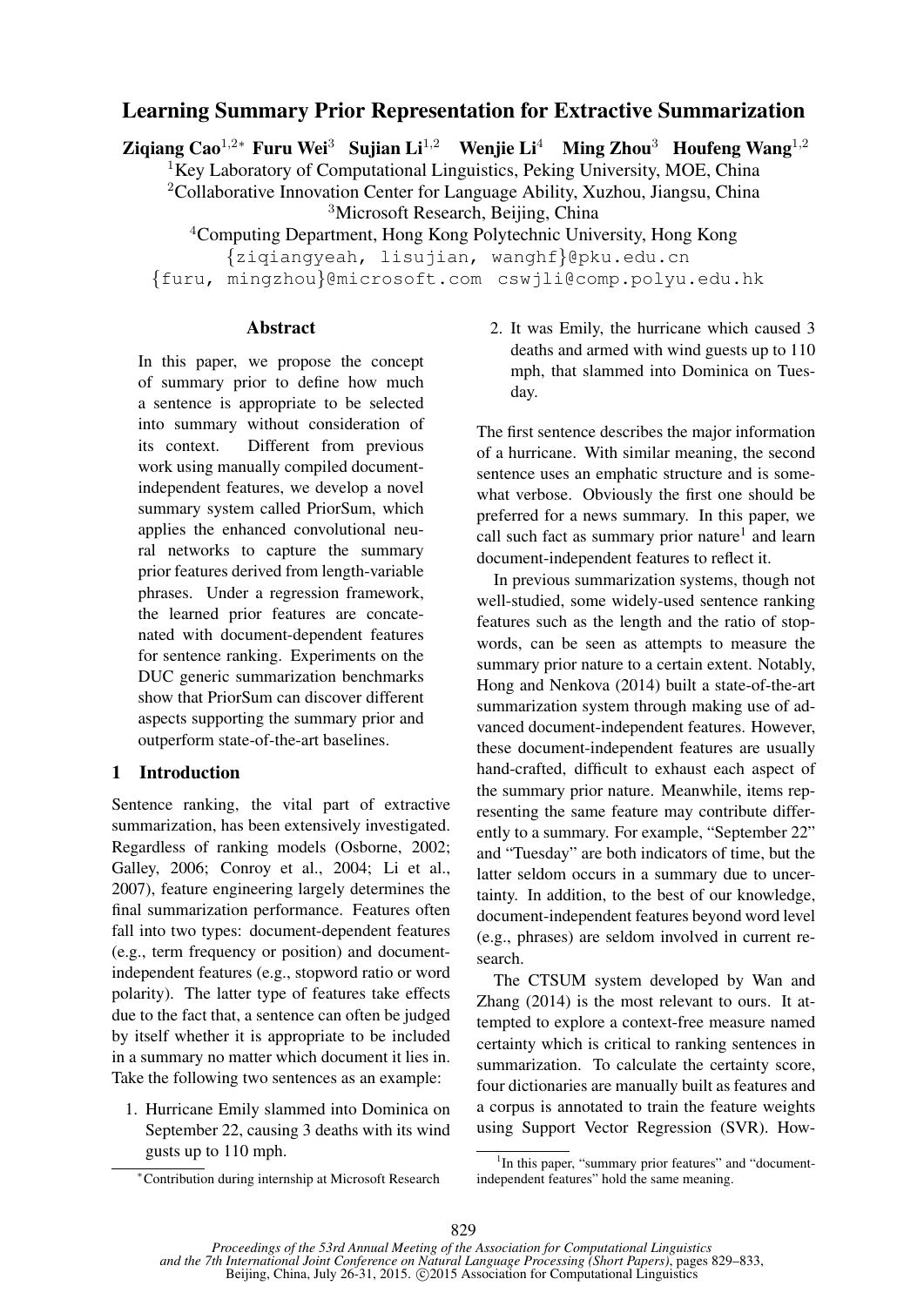# Learning Summary Prior Representation for Extractive Summarization

**Ziqiang Cao**[1,2*] **Furu Wei**[3] **Sujian Li**[1,2] **Wenjie Li**[4] **Ming Zhou**[3] **Houfeng Wang**[1,2]

[1]Key Laboratory of Computational Linguistics, Peking University, MOE, China
[2]Collaborative Innovation Center for Language Ability, Xuzhou, Jiangsu, China
[3]Microsoft Research, Beijing, China
[4]Computing Department, Hong Kong Polytechnic University, Hong Kong

{ziqiangyeah, lisujian, wanghf}@pku.edu.cn
{furu, mingzhou}@microsoft.com cswjli@comp.polyu.edu.hk

## Abstract

In this paper, we propose the concept of summary prior to define how much a sentence is appropriate to be selected into summary without consideration of its context. Different from previous work using manually compiled document-independent features, we develop a novel summary system called PriorSum, which applies the enhanced convolutional neural networks to capture the summary prior features derived from length-variable phrases. Under a regression framework, the learned prior features are concatenated with document-dependent features for sentence ranking. Experiments on the DUC generic summarization benchmarks show that PriorSum can discover different aspects supporting the summary prior and outperform state-of-the-art baselines.

## 1 Introduction

Sentence ranking, the vital part of extractive summarization, has been extensively investigated. Regardless of ranking models (Osborne, 2002; Galley, 2006; Conroy et al., 2004; Li et al., 2007), feature engineering largely determines the final summarization performance. Features often fall into two types: document-dependent features (e.g., term frequency or position) and document-independent features (e.g., stopword ratio or word polarity). The latter type of features take effects due to the fact that, a sentence can often be judged by itself whether it is appropriate to be included in a summary no matter which document it lies in. Take the following two sentences as an example:

1. Hurricane Emily slammed into Dominica on September 22, causing 3 deaths with its wind gusts up to 110 mph.
2. It was Emily, the hurricane which caused 3 deaths and armed with wind guests up to 110 mph, that slammed into Dominica on Tuesday.

The first sentence describes the major information of a hurricane. With similar meaning, the second sentence uses an emphatic structure and is somewhat verbose. Obviously the first one should be preferred for a news summary. In this paper, we call such fact as summary prior nature[1] and learn document-independent features to reflect it.

In previous summarization systems, though not well-studied, some widely-used sentence ranking features such as the length and the ratio of stopwords, can be seen as attempts to measure the summary prior nature to a certain extent. Notably, Hong and Nenkova (2014) built a state-of-the-art summarization system through making use of advanced document-independent features. However, these document-independent features are usually hand-crafted, difficult to exhaust each aspect of the summary prior nature. Meanwhile, items representing the same feature may contribute differently to a summary. For example, "September 22" and "Tuesday" are both indicators of time, but the latter seldom occurs in a summary due to uncertainty. In addition, to the best of our knowledge, document-independent features beyond word level (e.g., phrases) are seldom involved in current research.

The CTSUM system developed by Wan and Zhang (2014) is the most relevant to ours. It attempted to explore a context-free measure named certainty which is critical to ranking sentences in summarization. To calculate the certainty score, four dictionaries are manually built as features and a corpus is annotated to train the feature weights using Support Vector Regression (SVR). How-

---

*Contribution during internship at Microsoft Research

[1]In this paper, "summary prior features" and "document-independent features" hold the same meaning.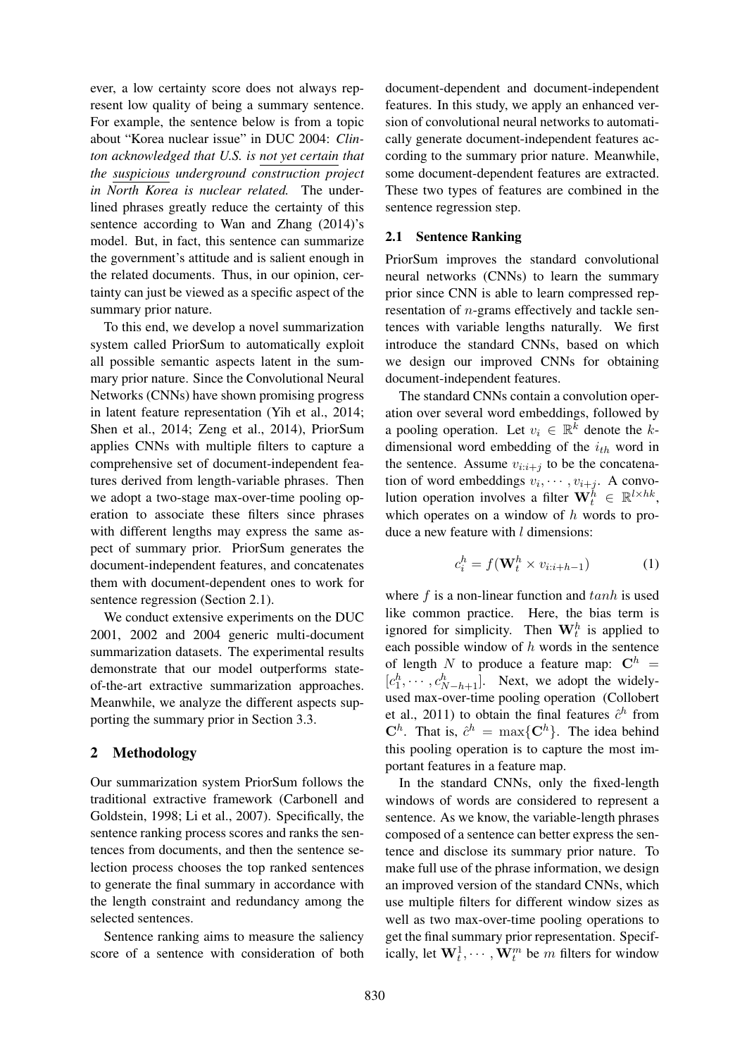ever, a low certainty score does not always represent low quality of being a summary sentence. For example, the sentence below is from a topic about "Korea nuclear issue" in DUC 2004: *Clinton acknowledged that U.S. is not yet certain that the suspicious underground construction project in North Korea is nuclear related.* The underlined phrases greatly reduce the certainty of this sentence according to Wan and Zhang (2014)'s model. But, in fact, this sentence can summarize the government's attitude and is salient enough in the related documents. Thus, in our opinion, certainty can just be viewed as a specific aspect of the summary prior nature.

To this end, we develop a novel summarization system called PriorSum to automatically exploit all possible semantic aspects latent in the summary prior nature. Since the Convolutional Neural Networks (CNNs) have shown promising progress in latent feature representation (Yih et al., 2014; Shen et al., 2014; Zeng et al., 2014), PriorSum applies CNNs with multiple filters to capture a comprehensive set of document-independent features derived from length-variable phrases. Then we adopt a two-stage max-over-time pooling operation to associate these filters since phrases with different lengths may express the same aspect of summary prior. PriorSum generates the document-independent features, and concatenates them with document-dependent ones to work for sentence regression (Section 2.1).

We conduct extensive experiments on the DUC 2001, 2002 and 2004 generic multi-document summarization datasets. The experimental results demonstrate that our model outperforms state-of-the-art extractive summarization approaches. Meanwhile, we analyze the different aspects supporting the summary prior in Section 3.3.

## 2 Methodology

Our summarization system PriorSum follows the traditional extractive framework (Carbonell and Goldstein, 1998; Li et al., 2007). Specifically, the sentence ranking process scores and ranks the sentences from documents, and then the sentence selection process chooses the top ranked sentences to generate the final summary in accordance with the length constraint and redundancy among the selected sentences.

Sentence ranking aims to measure the saliency score of a sentence with consideration of both document-dependent and document-independent features. In this study, we apply an enhanced version of convolutional neural networks to automatically generate document-independent features according to the summary prior nature. Meanwhile, some document-dependent features are extracted. These two types of features are combined in the sentence regression step.

### 2.1 Sentence Ranking

PriorSum improves the standard convolutional neural networks (CNNs) to learn the summary prior since CNN is able to learn compressed representation of $n$-grams effectively and tackle sentences with variable lengths naturally. We first introduce the standard CNNs, based on which we design our improved CNNs for obtaining document-independent features.

The standard CNNs contain a convolution operation over several word embeddings, followed by a pooling operation. Let $v_i \in \mathbb{R}^k$ denote the $k$-dimensional word embedding of the $i_{th}$ word in the sentence. Assume $v_{i:i+j}$ to be the concatenation of word embeddings $v_i, \cdots, v_{i+j}$. A convolution operation involves a filter $\mathbf{W}_t^h \in \mathbb{R}^{l \times hk}$, which operates on a window of $h$ words to produce a new feature with $l$ dimensions:

$$c_i^h = f(\mathbf{W}_t^h \times v_{i:i+h-1}) \quad (1)$$

where $f$ is a non-linear function and $tanh$ is used like common practice. Here, the bias term is ignored for simplicity. Then $\mathbf{W}_t^h$ is applied to each possible window of $h$ words in the sentence of length $N$ to produce a feature map: $\mathbf{C}^h = [c_1^h, \cdots, c_{N-h+1}^h]$. Next, we adopt the widely-used max-over-time pooling operation (Collobert et al., 2011) to obtain the final features $\hat{c}^h$ from $\mathbf{C}^h$. That is, $\hat{c}^h = \max\{\mathbf{C}^h\}$. The idea behind this pooling operation is to capture the most important features in a feature map.

In the standard CNNs, only the fixed-length windows of words are considered to represent a sentence. As we know, the variable-length phrases composed of a sentence can better express the sentence and disclose its summary prior nature. To make full use of the phrase information, we design an improved version of the standard CNNs, which use multiple filters for different window sizes as well as two max-over-time pooling operations to get the final summary prior representation. Specifically, let $\mathbf{W}_t^1, \cdots, \mathbf{W}_t^m$ be $m$ filters for window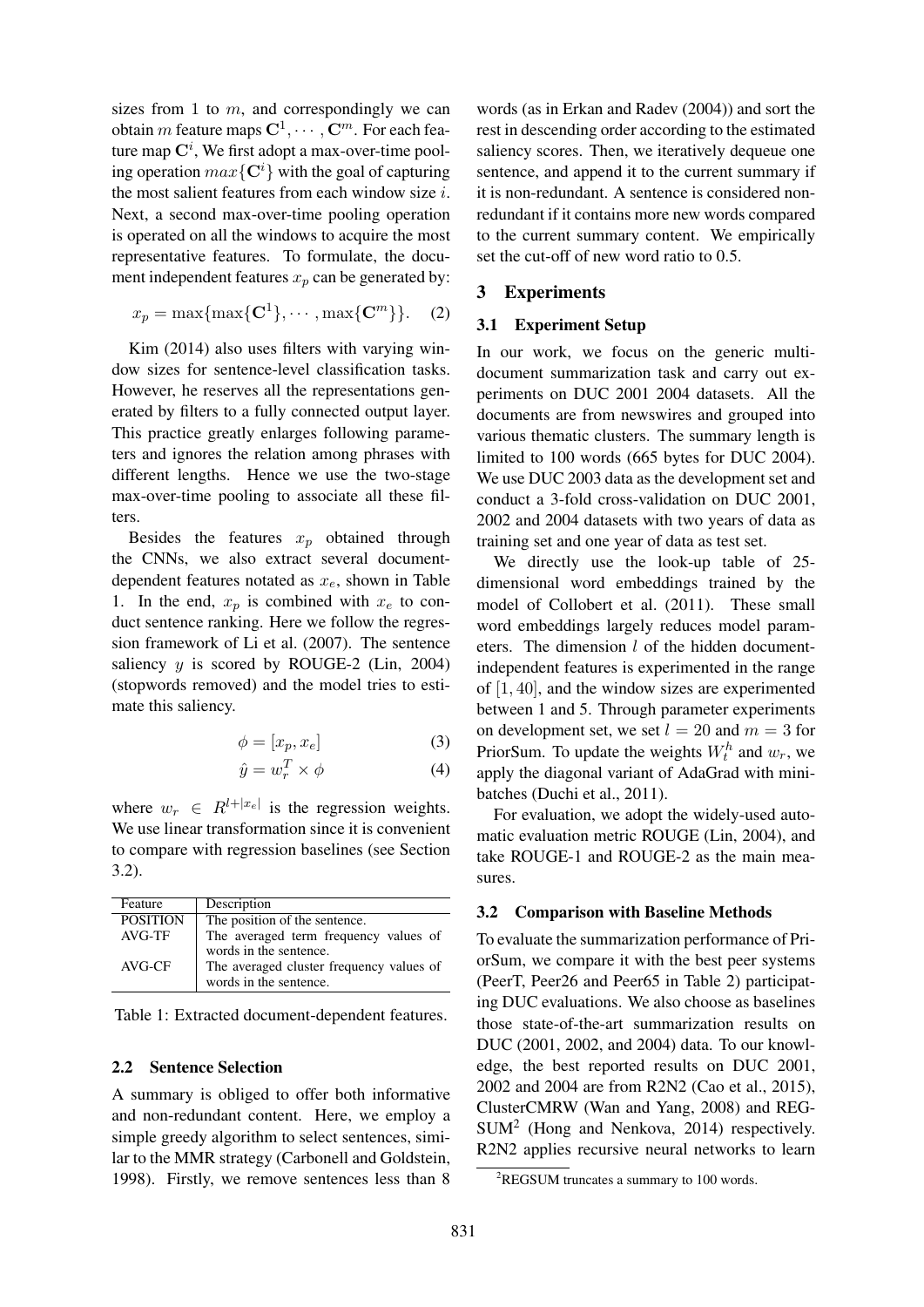sizes from 1 to $m$, and correspondingly we can obtain $m$ feature maps $\mathbf{C}^1, \cdots, \mathbf{C}^m$. For each feature map $\mathbf{C}^i$, We first adopt a max-over-time pooling operation $max\{\mathbf{C}^i\}$ with the goal of capturing the most salient features from each window size $i$. Next, a second max-over-time pooling operation is operated on all the windows to acquire the most representative features. To formulate, the document independent features $x_p$ can be generated by:

$$x_p = \max\{\max\{\mathbf{C}^1\}, \cdots, \max\{\mathbf{C}^m\}\}. \quad (2)$$

Kim (2014) also uses filters with varying window sizes for sentence-level classification tasks. However, he reserves all the representations generated by filters to a fully connected output layer. This practice greatly enlarges following parameters and ignores the relation among phrases with different lengths. Hence we use the two-stage max-over-time pooling to associate all these filters.

Besides the features $x_p$ obtained through the CNNs, we also extract several document-dependent features notated as $x_e$, shown in Table 1. In the end, $x_p$ is combined with $x_e$ to conduct sentence ranking. Here we follow the regression framework of Li et al. (2007). The sentence saliency $y$ is scored by ROUGE-2 (Lin, 2004) (stopwords removed) and the model tries to estimate this saliency.

$$\phi = [x_p, x_e] \quad (3)$$

$$\hat{y} = w_r^T \times \phi \quad (4)$$

where $w_r \in R^{l+|x_e|}$ is the regression weights. We use linear transformation since it is convenient to compare with regression baselines (see Section 3.2).

| Feature | Description |
|---|---|
| POSITION | The position of the sentence. |
| AVG-TF | The averaged term frequency values of words in the sentence. |
| AVG-CF | The averaged cluster frequency values of words in the sentence. |

Table 1: Extracted document-dependent features.

### 2.2 Sentence Selection

A summary is obliged to offer both informative and non-redundant content. Here, we employ a simple greedy algorithm to select sentences, similar to the MMR strategy (Carbonell and Goldstein, 1998). Firstly, we remove sentences less than 8 words (as in Erkan and Radev (2004)) and sort the rest in descending order according to the estimated saliency scores. Then, we iteratively dequeue one sentence, and append it to the current summary if it is non-redundant. A sentence is considered non-redundant if it contains more new words compared to the current summary content. We empirically set the cut-off of new word ratio to 0.5.

## 3 Experiments

### 3.1 Experiment Setup

In our work, we focus on the generic multi-document summarization task and carry out experiments on DUC 2001 2004 datasets. All the documents are from newswires and grouped into various thematic clusters. The summary length is limited to 100 words (665 bytes for DUC 2004). We use DUC 2003 data as the development set and conduct a 3-fold cross-validation on DUC 2001, 2002 and 2004 datasets with two years of data as training set and one year of data as test set.

We directly use the look-up table of 25-dimensional word embeddings trained by the model of Collobert et al. (2011). These small word embeddings largely reduces model parameters. The dimension $l$ of the hidden document-independent features is experimented in the range of $[1, 40]$, and the window sizes are experimented between 1 and 5. Through parameter experiments on development set, we set $l = 20$ and $m = 3$ for PriorSum. To update the weights $W_t^h$ and $w_r$, we apply the diagonal variant of AdaGrad with mini-batches (Duchi et al., 2011).

For evaluation, we adopt the widely-used automatic evaluation metric ROUGE (Lin, 2004), and take ROUGE-1 and ROUGE-2 as the main measures.

### 3.2 Comparison with Baseline Methods

To evaluate the summarization performance of PriorSum, we compare it with the best peer systems (PeerT, Peer26 and Peer65 in Table 2) participating DUC evaluations. We also choose as baselines those state-of-the-art summarization results on DUC (2001, 2002, and 2004) data. To our knowledge, the best reported results on DUC 2001, 2002 and 2004 are from R2N2 (Cao et al., 2015), ClusterCMRW (Wan and Yang, 2008) and REGSUM[2] (Hong and Nenkova, 2014) respectively. R2N2 applies recursive neural networks to learn

[2]REGSUM truncates a summary to 100 words.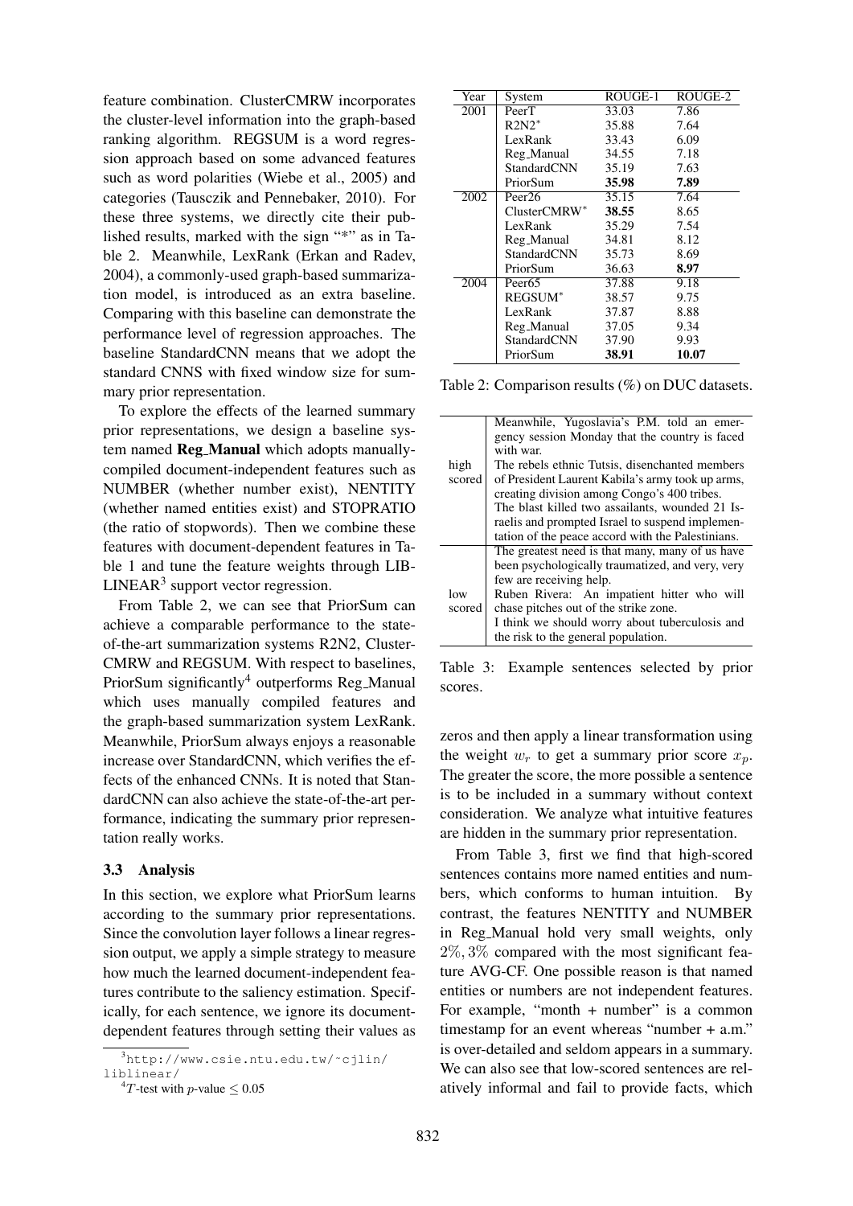feature combination. ClusterCMRW incorporates the cluster-level information into the graph-based ranking algorithm. REGSUM is a word regression approach based on some advanced features such as word polarities (Wiebe et al., 2005) and categories (Tausczik and Pennebaker, 2010). For these three systems, we directly cite their published results, marked with the sign "*" as in Table 2. Meanwhile, LexRank (Erkan and Radev, 2004), a commonly-used graph-based summarization model, is introduced as an extra baseline. Comparing with this baseline can demonstrate the performance level of regression approaches. The baseline StandardCNN means that we adopt the standard CNNS with fixed window size for summary prior representation.

To explore the effects of the learned summary prior representations, we design a baseline system named **Reg_Manual** which adopts manually-compiled document-independent features such as NUMBER (whether number exist), NENTITY (whether named entities exist) and STOPRATIO (the ratio of stopwords). Then we combine these features with document-dependent features in Table 1 and tune the feature weights through LIBLINEAR[3] support vector regression.

From Table 2, we can see that PriorSum can achieve a comparable performance to the state-of-the-art summarization systems R2N2, ClusterCMRW and REGSUM. With respect to baselines, PriorSum significantly[4] outperforms Reg_Manual which uses manually compiled features and the graph-based summarization system LexRank. Meanwhile, PriorSum always enjoys a reasonable increase over StandardCNN, which verifies the effects of the enhanced CNNs. It is noted that StandardCNN can also achieve the state-of-the-art performance, indicating the summary prior representation really works.

### 3.3 Analysis

In this section, we explore what PriorSum learns according to the summary prior representations. Since the convolution layer follows a linear regression output, we apply a simple strategy to measure how much the learned document-independent features contribute to the saliency estimation. Specifically, for each sentence, we ignore its document-dependent features through setting their values as zeros and then apply a linear transformation using the weight $w_r$ to get a summary prior score $x_p$. The greater the score, the more possible a sentence is to be included in a summary without context consideration. We analyze what intuitive features are hidden in the summary prior representation.

| Year | System | ROUGE-1 | ROUGE-2 |
|---|---|---|---|
| 2001 | PeerT | 33.03 | 7.86 |
| | R2N2* | 35.88 | 7.64 |
| | LexRank | 33.43 | 6.09 |
| | Reg_Manual | 34.55 | 7.18 |
| | StandardCNN | 35.19 | 7.63 |
| | PriorSum | **35.98** | **7.89** |
| 2002 | Peer26 | 35.15 | 7.64 |
| | ClusterCMRW* | **38.55** | 8.65 |
| | LexRank | 35.29 | 7.54 |
| | Reg_Manual | 34.81 | 8.12 |
| | StandardCNN | 35.73 | 8.69 |
| | PriorSum | 36.63 | **8.97** |
| 2004 | Peer65 | 37.88 | 9.18 |
| | REGSUM* | 38.57 | 9.75 |
| | LexRank | 37.87 | 8.88 |
| | Reg_Manual | 37.05 | 9.34 |
| | StandardCNN | 37.90 | 9.93 |
| | PriorSum | **38.91** | **10.07** |

Table 2: Comparison results (%) on DUC datasets.

| | |
|---|---|
| high scored | Meanwhile, Yugoslavia's P.M. told an emergency session Monday that the country is faced with war. |
| | The rebels ethnic Tutsis, disenchanted members of President Laurent Kabila's army took up arms, creating division among Congo's 400 tribes. |
| | The blast killed two assailants, wounded 21 Israelis and prompted Israel to suspend implementation of the peace accord with the Palestinians. |
| low scored | The greatest need is that many, many of us have been psychologically traumatized, and very, very few are receiving help. |
| | Ruben Rivera: An impatient hitter who will chase pitches out of the strike zone. |
| | I think we should worry about tuberculosis and the risk to the general population. |

Table 3: Example sentences selected by prior scores.

From Table 3, first we find that high-scored sentences contains more named entities and numbers, which conforms to human intuition. By contrast, the features NENTITY and NUMBER in Reg_Manual hold very small weights, only $2\%, 3\%$ compared with the most significant feature AVG-CF. One possible reason is that named entities or numbers are not independent features. For example, "month + number" is a common timestamp for an event whereas "number + a.m." is over-detailed and seldom appears in a summary. We can also see that low-scored sentences are relatively informal and fail to provide facts, which

[3] http://www.csie.ntu.edu.tw/~cjlin/liblinear/

[4] $T$-test with $p$-value $\leq 0.05$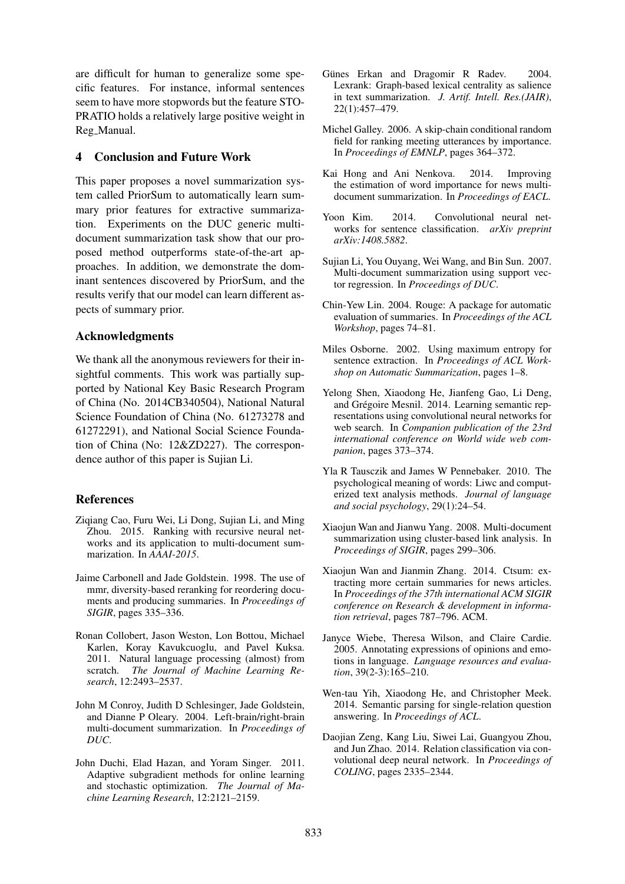are difficult for human to generalize some specific features. For instance, informal sentences seem to have more stopwords but the feature STOPRATIO holds a relatively large positive weight in Reg_Manual.

## 4 Conclusion and Future Work

This paper proposes a novel summarization system called PriorSum to automatically learn summary prior features for extractive summarization. Experiments on the DUC generic multi-document summarization task show that our proposed method outperforms state-of-the-art approaches. In addition, we demonstrate the dominant sentences discovered by PriorSum, and the results verify that our model can learn different aspects of summary prior.

## Acknowledgments

We thank all the anonymous reviewers for their insightful comments. This work was partially supported by National Key Basic Research Program of China (No. 2014CB340504), National Natural Science Foundation of China (No. 61273278 and 61272291), and National Social Science Foundation of China (No: 12&ZD227). The correspondence author of this paper is Sujian Li.

## References

Ziqiang Cao, Furu Wei, Li Dong, Sujian Li, and Ming Zhou. 2015. Ranking with recursive neural networks and its application to multi-document summarization. In *AAAI-2015*.

Jaime Carbonell and Jade Goldstein. 1998. The use of mmr, diversity-based reranking for reordering documents and producing summaries. In *Proceedings of SIGIR*, pages 335–336.

Ronan Collobert, Jason Weston, Lon Bottou, Michael Karlen, Koray Kavukcuoglu, and Pavel Kuksa. 2011. Natural language processing (almost) from scratch. *The Journal of Machine Learning Research*, 12:2493–2537.

John M Conroy, Judith D Schlesinger, Jade Goldstein, and Dianne P Oleary. 2004. Left-brain/right-brain multi-document summarization. In *Proceedings of DUC*.

John Duchi, Elad Hazan, and Yoram Singer. 2011. Adaptive subgradient methods for online learning and stochastic optimization. *The Journal of Machine Learning Research*, 12:2121–2159.

Günes Erkan and Dragomir R Radev. 2004. Lexrank: Graph-based lexical centrality as salience in text summarization. *J. Artif. Intell. Res.(JAIR)*, 22(1):457–479.

Michel Galley. 2006. A skip-chain conditional random field for ranking meeting utterances by importance. In *Proceedings of EMNLP*, pages 364–372.

Kai Hong and Ani Nenkova. 2014. Improving the estimation of word importance for news multi-document summarization. In *Proceedings of EACL*.

Yoon Kim. 2014. Convolutional neural networks for sentence classification. *arXiv preprint arXiv:1408.5882*.

Sujian Li, You Ouyang, Wei Wang, and Bin Sun. 2007. Multi-document summarization using support vector regression. In *Proceedings of DUC*.

Chin-Yew Lin. 2004. Rouge: A package for automatic evaluation of summaries. In *Proceedings of the ACL Workshop*, pages 74–81.

Miles Osborne. 2002. Using maximum entropy for sentence extraction. In *Proceedings of ACL Workshop on Automatic Summarization*, pages 1–8.

Yelong Shen, Xiaodong He, Jianfeng Gao, Li Deng, and Grégoire Mesnil. 2014. Learning semantic representations using convolutional neural networks for web search. In *Companion publication of the 23rd international conference on World wide web companion*, pages 373–374.

Yla R Tausczik and James W Pennebaker. 2010. The psychological meaning of words: Liwc and computerized text analysis methods. *Journal of language and social psychology*, 29(1):24–54.

Xiaojun Wan and Jianwu Yang. 2008. Multi-document summarization using cluster-based link analysis. In *Proceedings of SIGIR*, pages 299–306.

Xiaojun Wan and Jianmin Zhang. 2014. Ctsum: extracting more certain summaries for news articles. In *Proceedings of the 37th international ACM SIGIR conference on Research & development in information retrieval*, pages 787–796. ACM.

Janyce Wiebe, Theresa Wilson, and Claire Cardie. 2005. Annotating expressions of opinions and emotions in language. *Language resources and evaluation*, 39(2-3):165–210.

Wen-tau Yih, Xiaodong He, and Christopher Meek. 2014. Semantic parsing for single-relation question answering. In *Proceedings of ACL*.

Daojian Zeng, Kang Liu, Siwei Lai, Guangyou Zhou, and Jun Zhao. 2014. Relation classification via convolutional deep neural network. In *Proceedings of COLING*, pages 2335–2344.